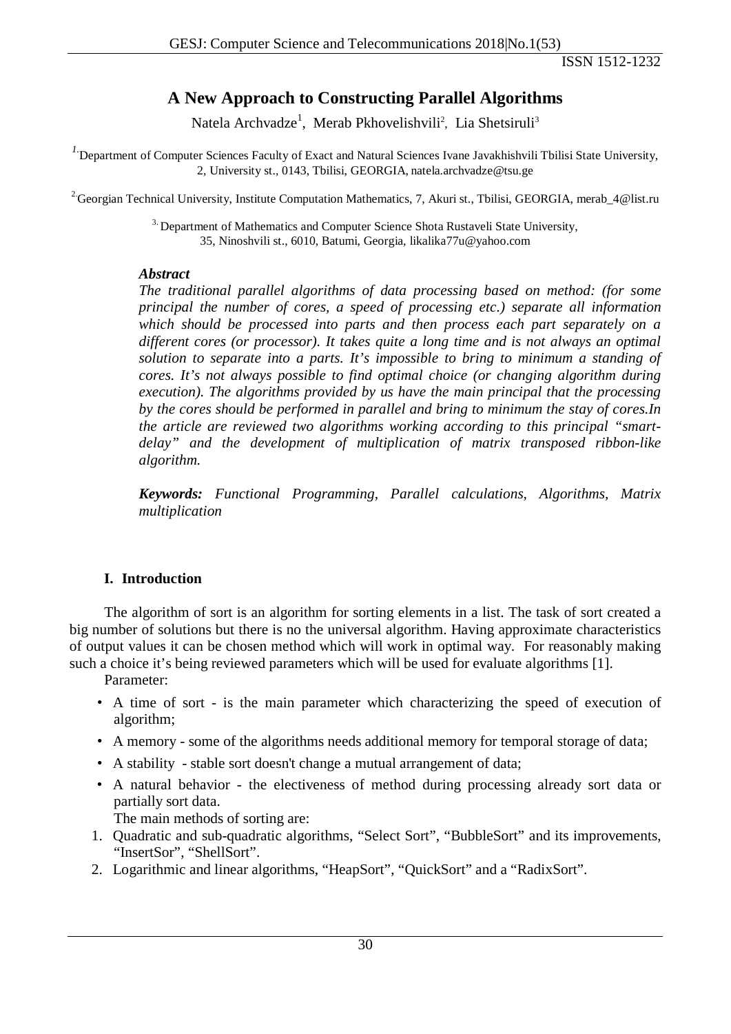# A New Approach to Constructing Parallel Algorithms

Natela Archvadze[1], Merab Pkhovelishvili[2], Lia Shetsiruli[3]

[1] Department of Computer Sciences Faculty of Exact and Natural Sciences Ivane Javakhishvili Tbilisi State University, 2, University st., 0143, Tbilisi, GEORGIA, natela.archvadze@tsu.ge

[2] Georgian Technical University, Institute Computation Mathematics, 7, Akuri st., Tbilisi, GEORGIA, merab_4@list.ru

[3] Department of Mathematics and Computer Science Shota Rustaveli State University, 35, Ninoshvili st., 6010, Batumi, Georgia, likalika77u@yahoo.com

***Abstract***

*The traditional parallel algorithms of data processing based on method: (for some principal the number of cores, a speed of processing etc.) separate all information which should be processed into parts and then process each part separately on a different cores (or processor). It takes quite a long time and is not always an optimal solution to separate into a parts. It's impossible to bring to minimum a standing of cores. It's not always possible to find optimal choice (or changing algorithm during execution). The algorithms provided by us have the main principal that the processing by the cores should be performed in parallel and bring to minimum the stay of cores.In the article are reviewed two algorithms working according to this principal "smart-delay" and the development of multiplication of matrix transposed ribbon-like algorithm.*

***Keywords:*** *Functional Programming, Parallel calculations, Algorithms, Matrix multiplication*

## I. Introduction

The algorithm of sort is an algorithm for sorting elements in a list. The task of sort created a big number of solutions but there is no the universal algorithm. Having approximate characteristics of output values it can be chosen method which will work in optimal way. For reasonably making such a choice it's being reviewed parameters which will be used for evaluate algorithms [1].

Parameter:

- A time of sort - is the main parameter which characterizing the speed of execution of algorithm;
- A memory - some of the algorithms needs additional memory for temporal storage of data;
- A stability - stable sort doesn't change a mutual arrangement of data;
- A natural behavior - the electiveness of method during processing already sort data or partially sort data.

The main methods of sorting are:

1. Quadratic and sub-quadratic algorithms, "Select Sort", "BubbleSort" and its improvements, "InsertSor", "ShellSort".
2. Logarithmic and linear algorithms, "HeapSort", "QuickSort" and a "RadixSort".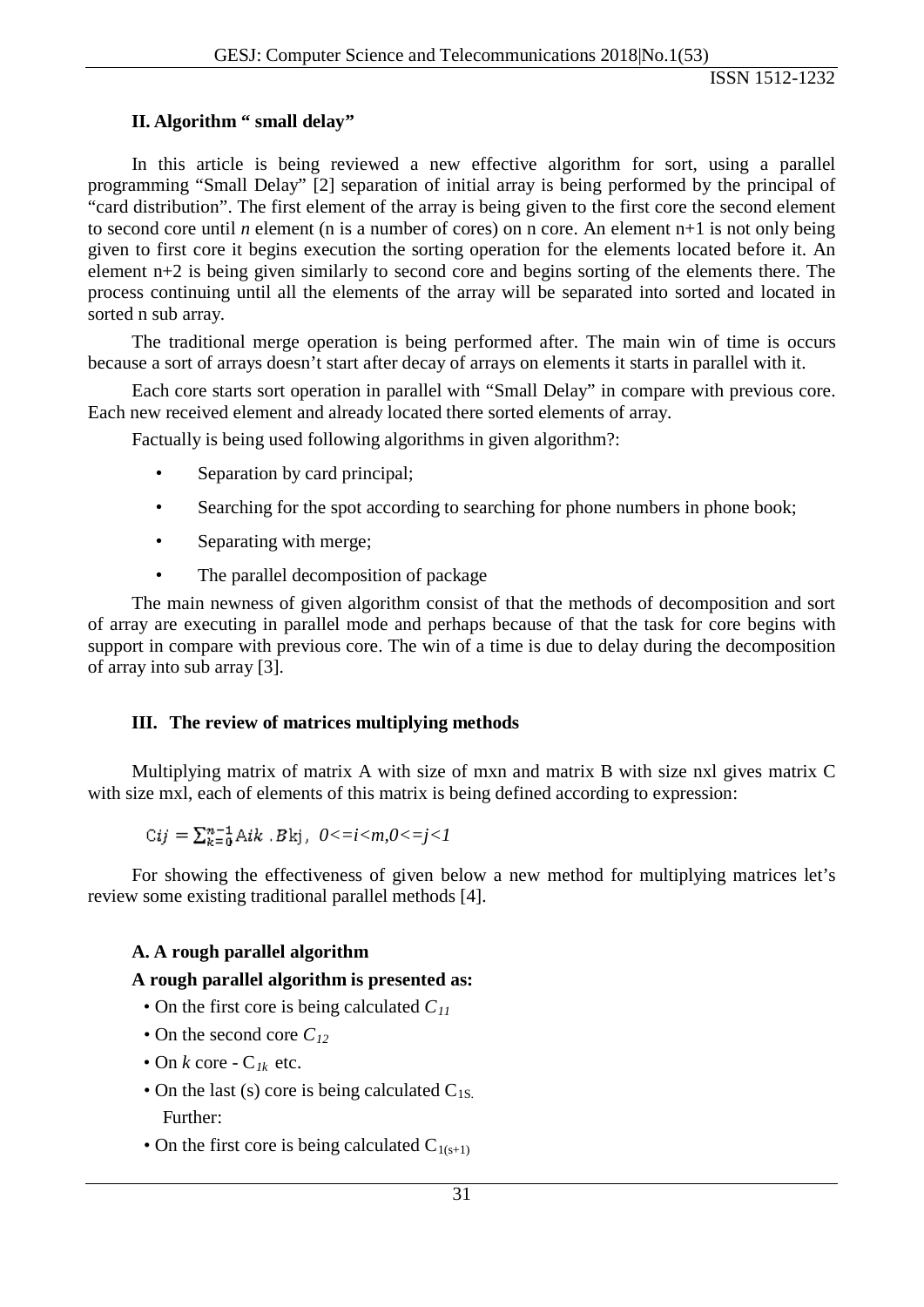## II. Algorithm " small delay"

In this article is being reviewed a new effective algorithm for sort, using a parallel programming "Small Delay" [2] separation of initial array is being performed by the principal of "card distribution". The first element of the array is being given to the first core the second element to second core until *n* element (n is a number of cores) on n core. An element n+1 is not only being given to first core it begins execution the sorting operation for the elements located before it. An element n+2 is being given similarly to second core and begins sorting of the elements there. The process continuing until all the elements of the array will be separated into sorted and located in sorted n sub array.

The traditional merge operation is being performed after. The main win of time is occurs because a sort of arrays doesn't start after decay of arrays on elements it starts in parallel with it.

Each core starts sort operation in parallel with "Small Delay" in compare with previous core. Each new received element and already located there sorted elements of array.

Factually is being used following algorithms in given algorithm?:

- Separation by card principal;
- Searching for the spot according to searching for phone numbers in phone book;
- Separating with merge;
- The parallel decomposition of package

The main newness of given algorithm consist of that the methods of decomposition and sort of array are executing in parallel mode and perhaps because of that the task for core begins with support in compare with previous core. The win of a time is due to delay during the decomposition of array into sub array [3].

## III. The review of matrices multiplying methods

Multiplying matrix of matrix A with size of mxn and matrix B with size nxl gives matrix C with size mxl, each of elements of this matrix is being defined according to expression:

$$C_{ij} = \sum_{k=0}^{n-1} A_{ik} \cdot B_{kj}, \quad 0<=i<m, 0<=j<1$$

For showing the effectiveness of given below a new method for multiplying matrices let's review some existing traditional parallel methods [4].

### A. A rough parallel algorithm

**A rough parallel algorithm is presented as:**

- On the first core is being calculated $C_{11}$
- On the second core $C_{12}$
- On *k* core - $C_{1k}$ etc.
- On the last (s) core is being calculated $C_{1S.}$

  Further:
- On the first core is being calculated $C_{1(s+1)}$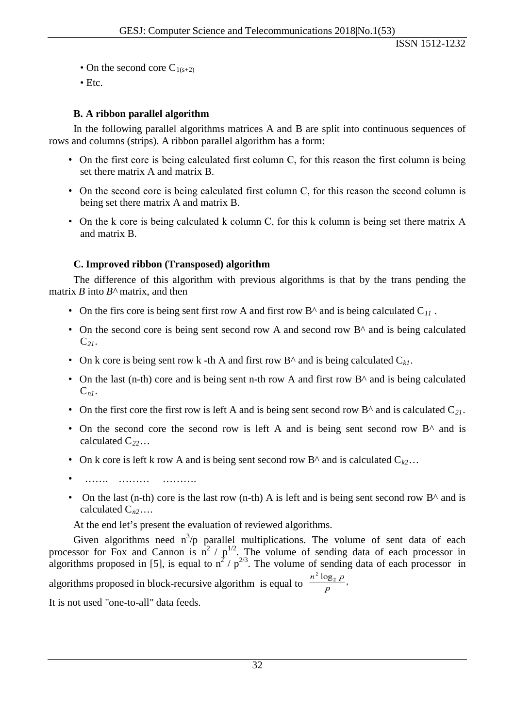- On the second core $C_{1(s+2)}$
- Etc.

### B. A ribbon parallel algorithm

In the following parallel algorithms matrices A and B are split into continuous sequences of rows and columns (strips). A ribbon parallel algorithm has a form:

- On the first core is being calculated first column C, for this reason the first column is being set there matrix A and matrix B.
- On the second core is being calculated first column C, for this reason the second column is being set there matrix A and matrix B.
- On the k core is being calculated k column C, for this k column is being set there matrix A and matrix B.

### C. Improved ribbon (Transposed) algorithm

The difference of this algorithm with previous algorithms is that by the trans pending the matrix *B* into *B^* matrix, and then

- On the firs core is being sent first row A and first row B^ and is being calculated $C_{11}$ .
- On the second core is being sent second row A and second row B^ and is being calculated $C_{21}$.
- On k core is being sent row k -th A and first row B^ and is being calculated $C_{k1}$.
- On the last (n-th) core and is being sent n-th row A and first row B^ and is being calculated $C_{n1}$.
- On the first core the first row is left A and is being sent second row B^ and is calculated $C_{21}$.
- On the second core the second row is left A and is being sent second row B^ and is calculated $C_{22}$…
- On k core is left k row A and is being sent second row B^ and is calculated $C_{k2}$…
- ……. ……… ……….
- On the last (n-th) core is the last row (n-th) A is left and is being sent second row B^ and is calculated $C_{n2}$….

At the end let's present the evaluation of reviewed algorithms.

Given algorithms need $n^3/p$ parallel multiplications. The volume of sent data of each processor for Fox and Cannon is $n^2 / p^{1/2}$. The volume of sending data of each processor in algorithms proposed in [5], is equal to $n^2 / p^{2/3}$. The volume of sending data of each processor in algorithms proposed in block-recursive algorithm is equal to $\frac{n^2 \log_2 p}{p}$,

It is not used "one-to-all" data feeds.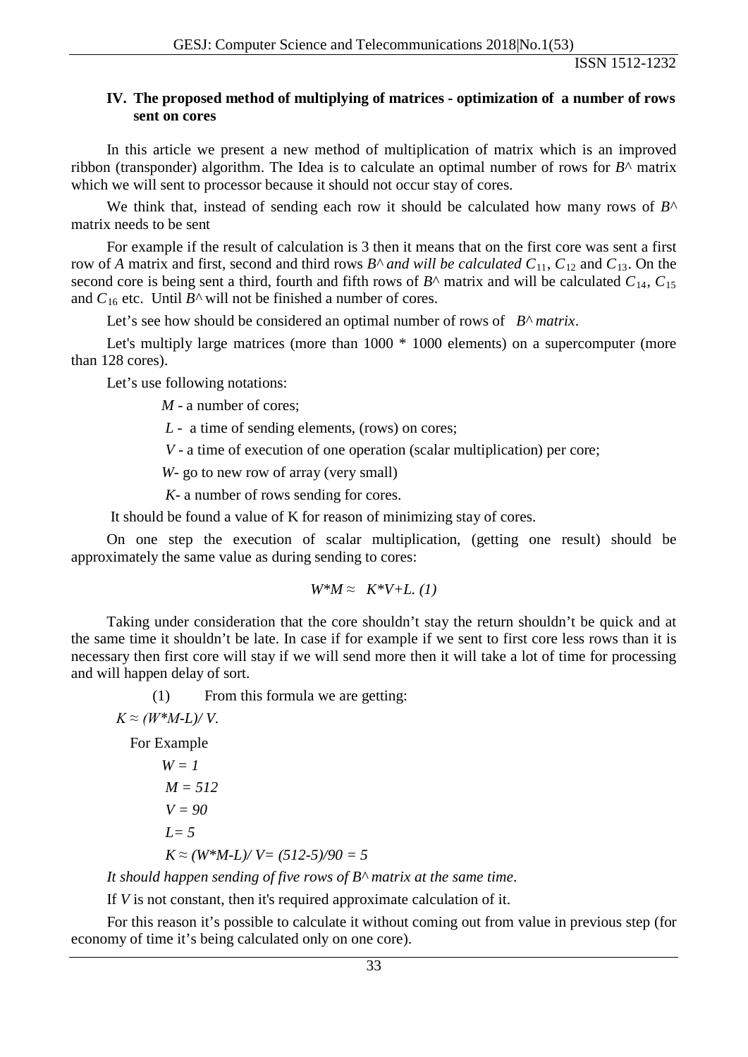## IV. The proposed method of multiplying of matrices - optimization of a number of rows sent on cores

In this article we present a new method of multiplication of matrix which is an improved ribbon (transponder) algorithm. The Idea is to calculate an optimal number of rows for $B^\wedge$ matrix which we will sent to processor because it should not occur stay of cores.

We think that, instead of sending each row it should be calculated how many rows of $B^\wedge$ matrix needs to be sent

For example if the result of calculation is 3 then it means that on the first core was sent a first row of $A$ matrix and first, second and third rows $B^\wedge$ *and will be calculated* $C_{11}$, $C_{12}$ and $C_{13}$. On the second core is being sent a third, fourth and fifth rows of $B^\wedge$ matrix and will be calculated $C_{14}$, $C_{15}$ and $C_{16}$ etc. Until $B^\wedge$ will not be finished a number of cores.

Let's see how should be considered an optimal number of rows of $B^\wedge$ *matrix*.

Let's multiply large matrices (more than 1000 * 1000 elements) on a supercomputer (more than 128 cores).

Let's use following notations:

- $M$ - a number of cores;
- $L$ - a time of sending elements, (rows) on cores;
- $V$ - a time of execution of one operation (scalar multiplication) per core;
- $W$- go to new row of array (very small)
- $K$- a number of rows sending for cores.

It should be found a value of K for reason of minimizing stay of cores.

On one step the execution of scalar multiplication, (getting one result) should be approximately the same value as during sending to cores:

$$W*M \approx K*V+L. \ (1)$$

Taking under consideration that the core shouldn't stay the return shouldn't be quick and at the same time it shouldn't be late. In case if for example if we sent to first core less rows than it is necessary then first core will stay if we will send more then it will take a lot of time for processing and will happen delay of sort.

(1) From this formula we are getting:

$K \approx (W*M-L)/ V.$

For Example

$W = 1$

$M = 512$

$V = 90$

$L= 5$

$K \approx (W*M-L)/ V= (512-5)/90 = 5$

*It should happen sending of five rows of $B^\wedge$ matrix at the same time*.

If $V$ is not constant, then it's required approximate calculation of it.

For this reason it's possible to calculate it without coming out from value in previous step (for economy of time it's being calculated only on one core).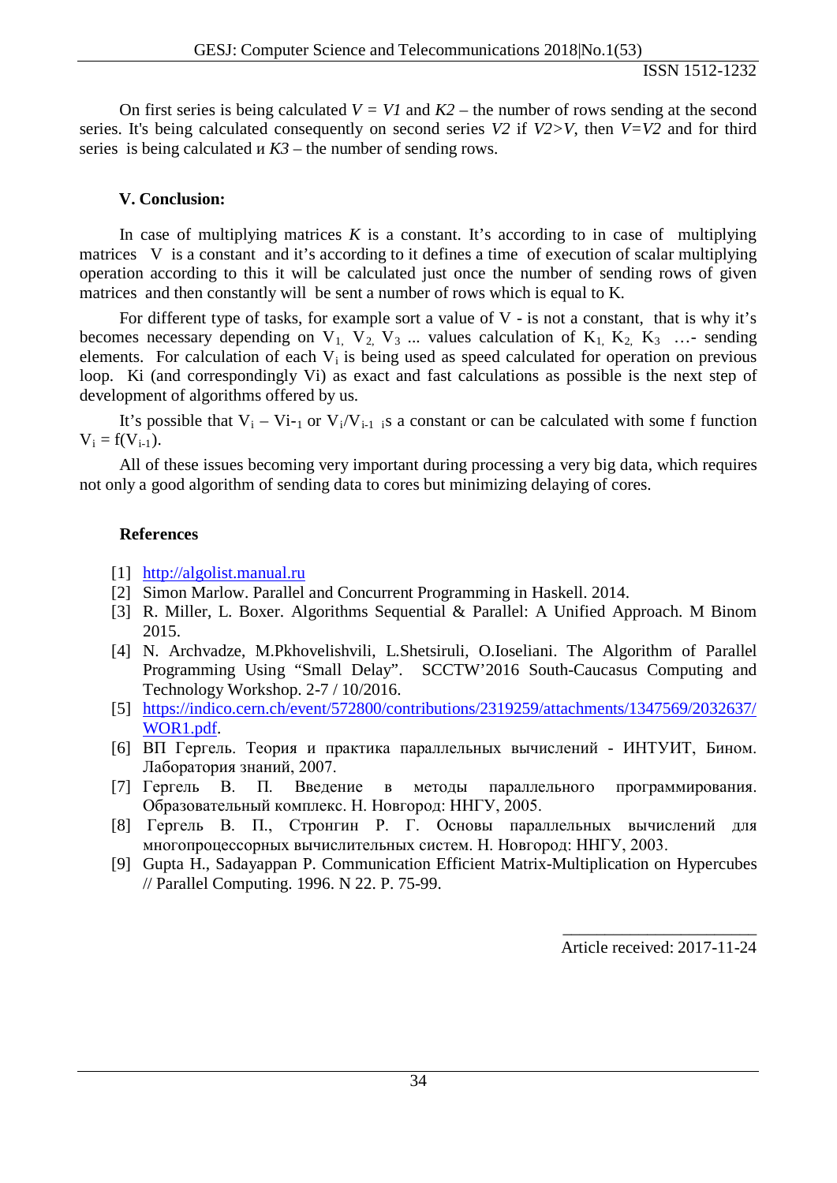On first series is being calculated $V = V1$ and $K2$ – the number of rows sending at the second series. It's being calculated consequently on second series $V2$ if $V2>V$, then $V=V2$ and for third series is being calculated и $K3$ – the number of sending rows.

### V. Conclusion:

In case of multiplying matrices $K$ is a constant. It's according to in case of multiplying matrices V is a constant and it's according to it defines a time of execution of scalar multiplying operation according to this it will be calculated just once the number of sending rows of given matrices and then constantly will be sent a number of rows which is equal to K.

For different type of tasks, for example sort a value of V - is not a constant, that is why it's becomes necessary depending on $V_1$, $V_2$, $V_3$ ... values calculation of $K_1$, $K_2$, $K_3$ …- sending elements. For calculation of each $V_i$ is being used as speed calculated for operation on previous loop. Ki (and correspondingly Vi) as exact and fast calculations as possible is the next step of development of algorithms offered by us.

It's possible that $V_i$ – $Vi-_1$ or $V_i/V_{i-1}$ is a constant or can be calculated with some f function $V_i = f(V_{i-1})$.

All of these issues becoming very important during processing a very big data, which requires not only a good algorithm of sending data to cores but minimizing delaying of cores.

### References

[1] http://algolist.manual.ru
[2] Simon Marlow. Parallel and Concurrent Programming in Haskell. 2014.
[3] R. Miller, L. Boxer. Algorithms Sequential & Parallel: A Unified Approach. M Binom 2015.
[4] N. Archvadze, M.Pkhovelishvili, L.Shetsiruli, O.Ioseliani. The Algorithm of Parallel Programming Using "Small Delay". SCCTW'2016 South-Caucasus Computing and Technology Workshop. 2-7 / 10/2016.
[5] https://indico.cern.ch/event/572800/contributions/2319259/attachments/1347569/2032637/WOR1.pdf.
[6] ВП Гергель. Теория и практика параллельных вычислений - ИНТУИТ, Бином. Лаборатория знаний, 2007.
[7] Гергель В. П. Введение в методы параллельного программирования. Образовательный комплекс. Н. Новгород: ННГУ, 2005.
[8] Гергель В. П., Стронгин Р. Г. Основы параллельных вычислений для многопроцессорных вычислительных систем. Н. Новгород: ННГУ, 2003.
[9] Gupta H., Sadayappan P. Communication Efficient Matrix-Multiplication on Hypercubes // Parallel Computing. 1996. N 22. P. 75-99.

Article received: 2017-11-24